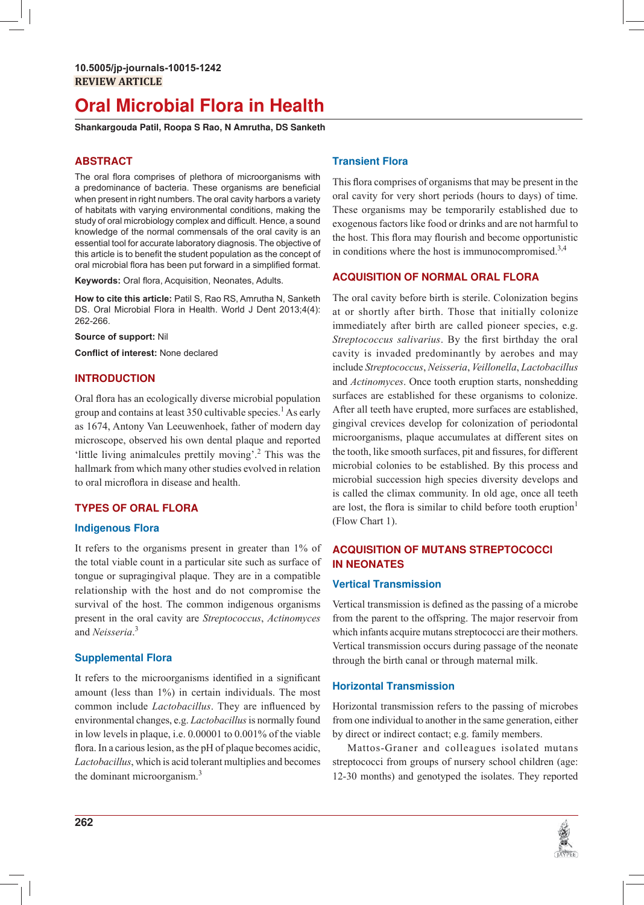10.5005/jp-journals-10015-1242

**REVIEW ARTICLE**

# Oral Microbial Flora in Health

**Shankargouda Patil, Roopa S Rao, N Amrutha, DS Sanketh**

## ABSTRACT

The oral flora comprises of plethora of microorganisms with a predominance of bacteria. These organisms are beneficial when present in right numbers. The oral cavity harbors a variety of habitats with varying environmental conditions, making the study of oral microbiology complex and difficult. Hence, a sound knowledge of the normal commensals of the oral cavity is an essential tool for accurate laboratory diagnosis. The objective of this article is to benefit the student population as the concept of oral microbial flora has been put forward in a simplified format.

**Keywords:** Oral flora, Acquisition, Neonates, Adults.

**How to cite this article:** Patil S, Rao RS, Amrutha N, Sanketh DS. Oral Microbial Flora in Health. World J Dent 2013;4(4): 262-266.

**Source of support:** Nil

**Conflict of interest:** None declared

## INTRODUCTION

Oral flora has an ecologically diverse microbial population group and contains at least 350 cultivable species.[1] As early as 1674, Antony Van Leeuwenhoek, father of modern day microscope, observed his own dental plaque and reported 'little living animalcules prettily moving'.[2] This was the hallmark from which many other studies evolved in relation to oral microflora in disease and health.

## TYPES OF ORAL FLORA

### Indigenous Flora

It refers to the organisms present in greater than 1% of the total viable count in a particular site such as surface of tongue or supragingival plaque. They are in a compatible relationship with the host and do not compromise the survival of the host. The common indigenous organisms present in the oral cavity are *Streptococcus*, *Actinomyces* and *Neisseria*.[3]

### Supplemental Flora

It refers to the microorganisms identified in a significant amount (less than 1%) in certain individuals. The most common include *Lactobacillus*. They are influenced by environmental changes, e.g. *Lactobacillus* is normally found in low levels in plaque, i.e. 0.00001 to 0.001% of the viable flora. In a carious lesion, as the pH of plaque becomes acidic, *Lactobacillus*, which is acid tolerant multiplies and becomes the dominant microorganism.[3]

### Transient Flora

This flora comprises of organisms that may be present in the oral cavity for very short periods (hours to days) of time. These organisms may be temporarily established due to exogenous factors like food or drinks and are not harmful to the host. This flora may flourish and become opportunistic in conditions where the host is immunocompromised.[3,4]

## ACQUISITION OF NORMAL ORAL FLORA

The oral cavity before birth is sterile. Colonization begins at or shortly after birth. Those that initially colonize immediately after birth are called pioneer species, e.g. *Streptococcus salivarius*. By the first birthday the oral cavity is invaded predominantly by aerobes and may include *Streptococcus*, *Neisseria*, *Veillonella*, *Lactobacillus* and *Actinomyces*. Once tooth eruption starts, nonshedding surfaces are established for these organisms to colonize. After all teeth have erupted, more surfaces are established, gingival crevices develop for colonization of periodontal microorganisms, plaque accumulates at different sites on the tooth, like smooth surfaces, pit and fissures, for different microbial colonies to be established. By this process and microbial succession high species diversity develops and is called the climax community. In old age, once all teeth are lost, the flora is similar to child before tooth eruption[1] (Flow Chart 1).

## ACQUISITION OF MUTANS STREPTOCOCCI IN NEONATES

### Vertical Transmission

Vertical transmission is defined as the passing of a microbe from the parent to the offspring. The major reservoir from which infants acquire mutans streptococci are their mothers. Vertical transmission occurs during passage of the neonate through the birth canal or through maternal milk.

### Horizontal Transmission

Horizontal transmission refers to the passing of microbes from one individual to another in the same generation, either by direct or indirect contact; e.g. family members.

Mattos-Graner and colleagues isolated mutans streptococci from groups of nursery school children (age: 12-30 months) and genotyped the isolates. They reported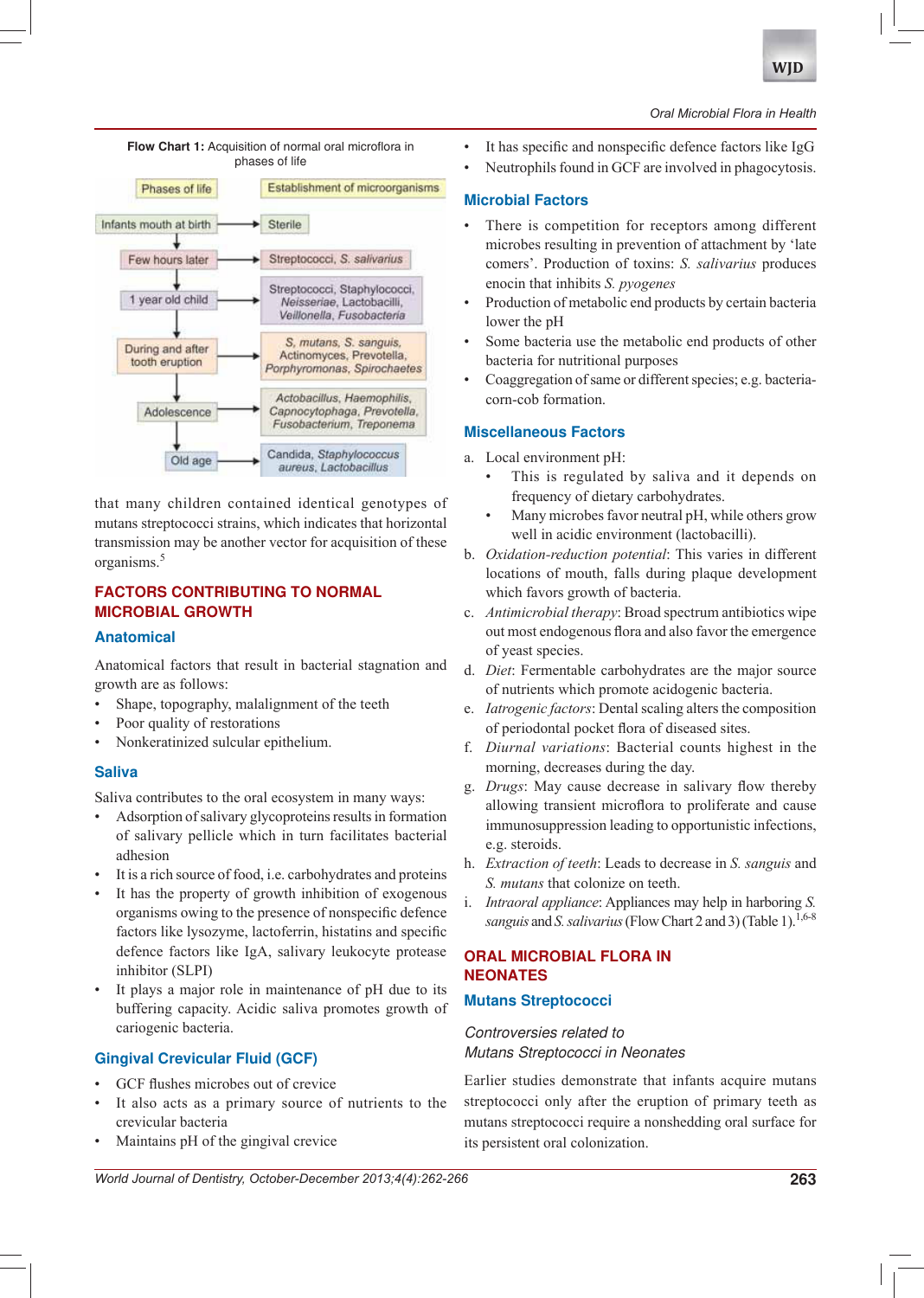**Flow Chart 1:** Acquisition of normal oral microflora in phases of life

| Phases of life | Establishment of microorganisms |
| --- | --- |
| Infants mouth at birth | Sterile |
| Few hours later | Streptococci, *S. salivarius* |
| 1 year old child | Streptococci, Staphylococci, *Neisseriae*, *Lactobacilli*, *Veillonella*, *Fusobacteria* |
| During and after tooth eruption | *S, mutans*, *S. sanguis*, Actinomyces, *Prevotella*, *Porphyromonas*, *Spirochaetes* |
| Adolescence | *Actobacillus*, *Haemophilis*, *Capnocytophaga*, *Prevotella*, *Fusobacterium*, *Treponema* |
| Old age | *Candida*, *Staphylococcus aureus*, *Lactobacillus* |

that many children contained identical genotypes of mutans streptococci strains, which indicates that horizontal transmission may be another vector for acquisition of these organisms.[5]

## FACTORS CONTRIBUTING TO NORMAL MICROBIAL GROWTH

### Anatomical

Anatomical factors that result in bacterial stagnation and growth are as follows:

- Shape, topography, malalignment of the teeth
- Poor quality of restorations
- Nonkeratinized sulcular epithelium.

### Saliva

Saliva contributes to the oral ecosystem in many ways:

- Adsorption of salivary glycoproteins results in formation of salivary pellicle which in turn facilitates bacterial adhesion
- It is a rich source of food, i.e. carbohydrates and proteins
- It has the property of growth inhibition of exogenous organisms owing to the presence of nonspecific defence factors like lysozyme, lactoferrin, histatins and specific defence factors like IgA, salivary leukocyte protease inhibitor (SLPI)
- It plays a major role in maintenance of pH due to its buffering capacity. Acidic saliva promotes growth of cariogenic bacteria.

### Gingival Crevicular Fluid (GCF)

- GCF flushes microbes out of crevice
- It also acts as a primary source of nutrients to the crevicular bacteria
- Maintains pH of the gingival crevice
- It has specific and nonspecific defence factors like IgG
- Neutrophils found in GCF are involved in phagocytosis.

### Microbial Factors

- There is competition for receptors among different microbes resulting in prevention of attachment by 'late comers'. Production of toxins: *S. salivarius* produces enocin that inhibits *S. pyogenes*
- Production of metabolic end products by certain bacteria lower the pH
- Some bacteria use the metabolic end products of other bacteria for nutritional purposes
- Coaggregation of same or different species; e.g. bacteria-corn-cob formation.

### Miscellaneous Factors

a. Local environment pH:
   - This is regulated by saliva and it depends on frequency of dietary carbohydrates.
   - Many microbes favor neutral pH, while others grow well in acidic environment (lactobacilli).

b. *Oxidation-reduction potential*: This varies in different locations of mouth, falls during plaque development which favors growth of bacteria.

c. *Antimicrobial therapy*: Broad spectrum antibiotics wipe out most endogenous flora and also favor the emergence of yeast species.

d. *Diet*: Fermentable carbohydrates are the major source of nutrients which promote acidogenic bacteria.

e. *Iatrogenic factors*: Dental scaling alters the composition of periodontal pocket flora of diseased sites.

f. *Diurnal variations*: Bacterial counts highest in the morning, decreases during the day.

g. *Drugs*: May cause decrease in salivary flow thereby allowing transient microflora to proliferate and cause immunosuppression leading to opportunistic infections, e.g. steroids.

h. *Extraction of teeth*: Leads to decrease in *S. sanguis* and *S. mutans* that colonize on teeth.

i. *Intraoral appliance*: Appliances may help in harboring *S. sanguis* and *S. salivarius* (Flow Chart 2 and 3) (Table 1).[1,6-8]

## ORAL MICROBIAL FLORA IN NEONATES

### Mutans Streptococci

#### *Controversies related to Mutans Streptococci in Neonates*

Earlier studies demonstrate that infants acquire mutans streptococci only after the eruption of primary teeth as mutans streptococci require a nonshedding oral surface for its persistent oral colonization.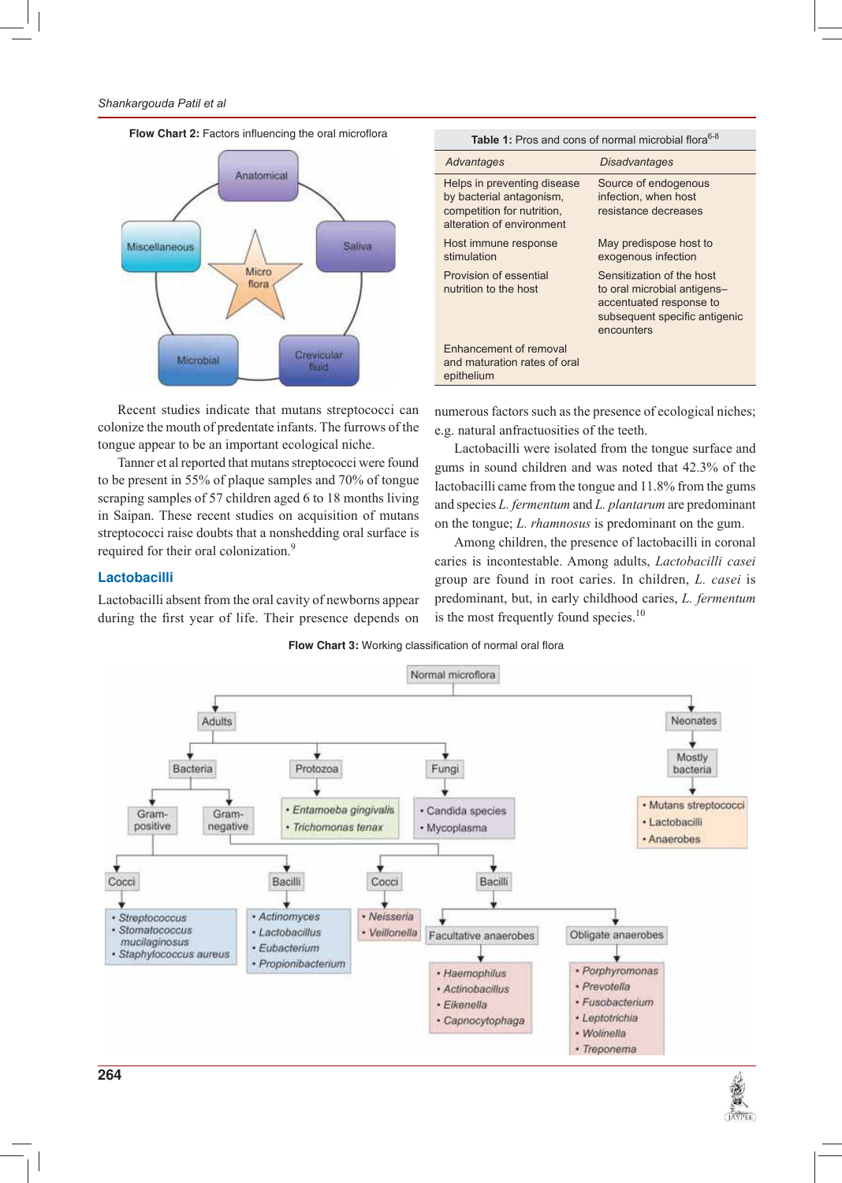**Flow Chart 2:** Factors influencing the oral microflora

- Anatomical
- Saliva
- Crevicular fluid
- Microbial
- Miscellaneous
- Micro flora

**Table 1:** Pros and cons of normal microbial flora[6-8]

| *Advantages* | *Disadvantages* |
|---|---|
| Helps in preventing disease by bacterial antagonism, competition for nutrition, alteration of environment | Source of endogenous infection, when host resistance decreases |
| Host immune response stimulation | May predispose host to exogenous infection |
| Provision of essential nutrition to the host | Sensitization of the host to oral microbial antigens–accentuated response to subsequent specific antigenic encounters |
| Enhancement of removal and maturation rates of oral epithelium | |

Recent studies indicate that mutans streptococci can colonize the mouth of predentate infants. The furrows of the tongue appear to be an important ecological niche.

Tanner et al reported that mutans streptococci were found to be present in 55% of plaque samples and 70% of tongue scraping samples of 57 children aged 6 to 18 months living in Saipan. These recent studies on acquisition of mutans streptococci raise doubts that a nonshedding oral surface is required for their oral colonization.[9]

## Lactobacilli

Lactobacilli absent from the oral cavity of newborns appear during the first year of life. Their presence depends on numerous factors such as the presence of ecological niches; e.g. natural anfractuosities of the teeth.

Lactobacilli were isolated from the tongue surface and gums in sound children and was noted that 42.3% of the lactobacilli came from the tongue and 11.8% from the gums and species *L. fermentum* and *L. plantarum* are predominant on the tongue; *L. rhamnosus* is predominant on the gum.

Among children, the presence of lactobacilli in coronal caries is incontestable. Among adults, *Lactobacilli casei* group are found in root caries. In children, *L. casei* is predominant, but, in early childhood caries, *L. fermentum* is the most frequently found species.[10]

**Flow Chart 3:** Working classification of normal oral flora

- Normal microflora
  - Adults
    - Bacteria
      - Gram-positive
        - Cocci: *Streptococcus*, *Stomatococcus mucilaginosus*, *Staphylococcus aureus*
        - Bacilli: *Actinomyces*, *Lactobacillus*, *Eubacterium*, *Propionibacterium*
      - Gram-negative
        - Cocci: *Neisseria*, *Veillonella*
        - Bacilli
          - Facultative anaerobes: *Haemophilus*, *Actinobacillus*, *Eikenella*, *Capnocytophaga*
          - Obligate anaerobes: *Porphyromonas*, *Prevotella*, *Fusobacterium*, *Leptotrichia*, *Wolinella*, *Treponema*
    - Protozoa: *Entamoeba gingivalis*, *Trichomonas tenax*
    - Fungi: Candida species, Mycoplasma
  - Neonates
    - Mostly bacteria: Mutans streptococci, Lactobacilli, Anaerobes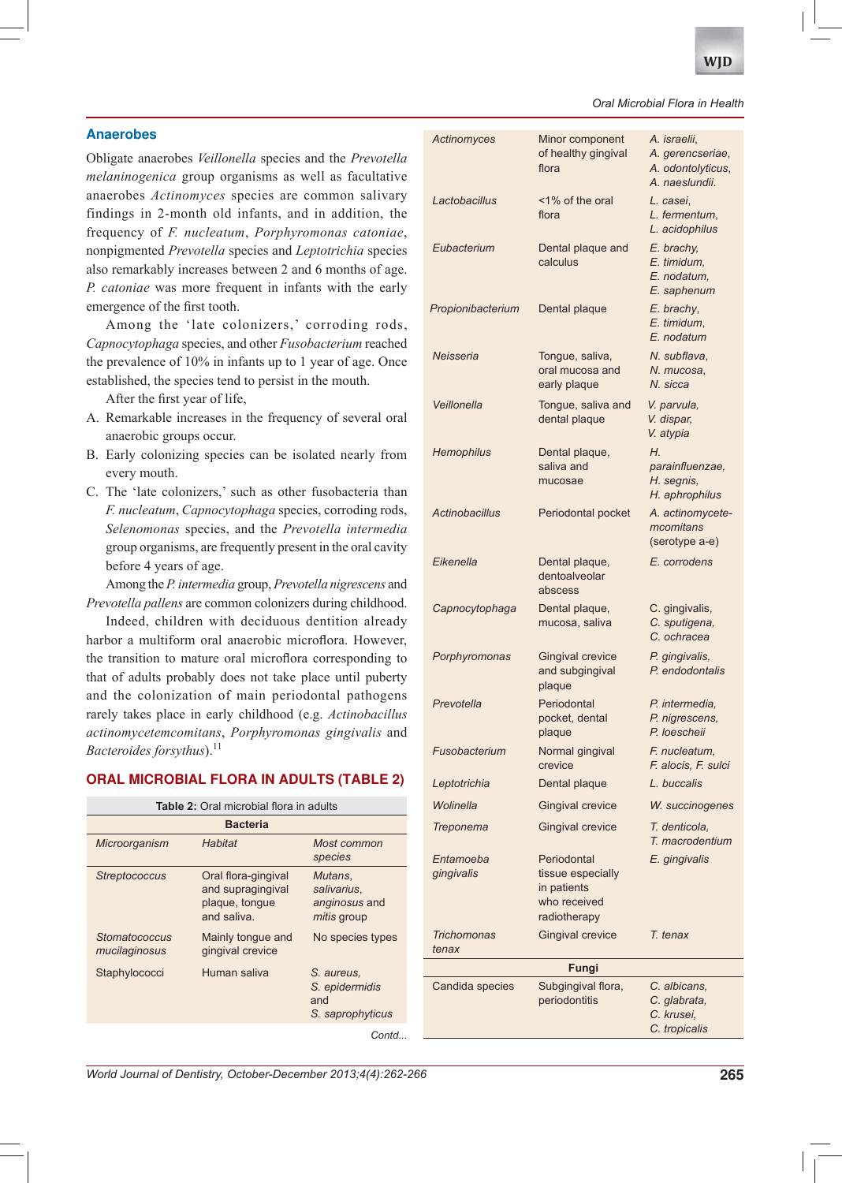## Anaerobes

Obligate anaerobes *Veillonella* species and the *Prevotella melaninogenica* group organisms as well as facultative anaerobes *Actinomyces* species are common salivary findings in 2-month old infants, and in addition, the frequency of *F. nucleatum*, *Porphyromonas catoniae*, nonpigmented *Prevotella* species and *Leptotrichia* species also remarkably increases between 2 and 6 months of age. *P. catoniae* was more frequent in infants with the early emergence of the first tooth.

Among the 'late colonizers,' corroding rods, *Capnocytophaga* species, and other *Fusobacterium* reached the prevalence of 10% in infants up to 1 year of age. Once established, the species tend to persist in the mouth.

After the first year of life,

A. Remarkable increases in the frequency of several oral anaerobic groups occur.
B. Early colonizing species can be isolated nearly from every mouth.
C. The 'late colonizers,' such as other fusobacteria than *F. nucleatum*, *Capnocytophaga* species, corroding rods, *Selenomonas* species, and the *Prevotella intermedia* group organisms, are frequently present in the oral cavity before 4 years of age.

Among the *P. intermedia* group, *Prevotella nigrescens* and *Prevotella pallens* are common colonizers during childhood.

Indeed, children with deciduous dentition already harbor a multiform oral anaerobic microflora. However, the transition to mature oral microflora corresponding to that of adults probably does not take place until puberty and the colonization of main periodontal pathogens rarely takes place in early childhood (e.g. *Actinobacillus actinomycetemcomitans*, *Porphyromonas gingivalis* and *Bacteroides forsythus*).[11]

## ORAL MICROBIAL FLORA IN ADULTS (TABLE 2)

**Table 2:** Oral microbial flora in adults

| Microorganism | Habitat | Most common species |
|---|---|---|
| **Bacteria** | | |
| *Streptococcus* | Oral flora-gingival and supragingival plaque, tongue and saliva. | *Mutans, salivarius, anginosus* and *mitis* group |
| *Stomatococcus mucilaginosus* | Mainly tongue and gingival crevice | No species types |
| Staphylococci | Human saliva | *S. aureus, S. epidermidis* and *S. saprophyticus* |
| *Actinomyces* | Minor component of healthy gingival flora | *A. israelii, A. gerencseriae, A. odontolyticus, A. naeslundii.* |
| *Lactobacillus* | <1% of the oral flora | *L. casei, L. fermentum, L. acidophilus* |
| *Eubacterium* | Dental plaque and calculus | *E. brachy, E. timidum, E. nodatum, E. saphenum* |
| *Propionibacterium* | Dental plaque | *E. brachy, E. timidum, E. nodatum* |
| *Neisseria* | Tongue, saliva, oral mucosa and early plaque | *N. subflava, N. mucosa, N. sicca* |
| *Veillonella* | Tongue, saliva and dental plaque | *V. parvula, V. dispar, V. atypia* |
| *Hemophilus* | Dental plaque, saliva and mucosae | *H. parainfluenzae, H. segnis, H. aphrophilus* |
| *Actinobacillus* | Periodontal pocket | *A. actinomycete-mcomitans* (serotype a-e) |
| *Eikenella* | Dental plaque, dentoalveolar abscess | *E. corrodens* |
| *Capnocytophaga* | Dental plaque, mucosa, saliva | *C. gingivalis, C. sputigena, C. ochracea* |
| *Porphyromonas* | Gingival crevice and subgingival plaque | *P. gingivalis, P. endodontalis* |
| *Prevotella* | Periodontal pocket, dental plaque | *P. intermedia, P. nigrescens, P. loescheii* |
| *Fusobacterium* | Normal gingival crevice | *F. nucleatum, F. alocis, F. sulci* |
| *Leptotrichia* | Dental plaque | *L. buccalis* |
| *Wolinella* | Gingival crevice | *W. succinogenes* |
| *Treponema* | Gingival crevice | *T. denticola, T. macrodentium* |
| *Entamoeba gingivalis* | Periodontal tissue especially in patients who received radiotherapy | *E. gingivalis* |
| *Trichomonas tenax* | Gingival crevice | *T. tenax* |
| **Fungi** | | |
| Candida species | Subgingival flora, periodontitis | *C. albicans, C. glabrata, C. krusei, C. tropicalis* |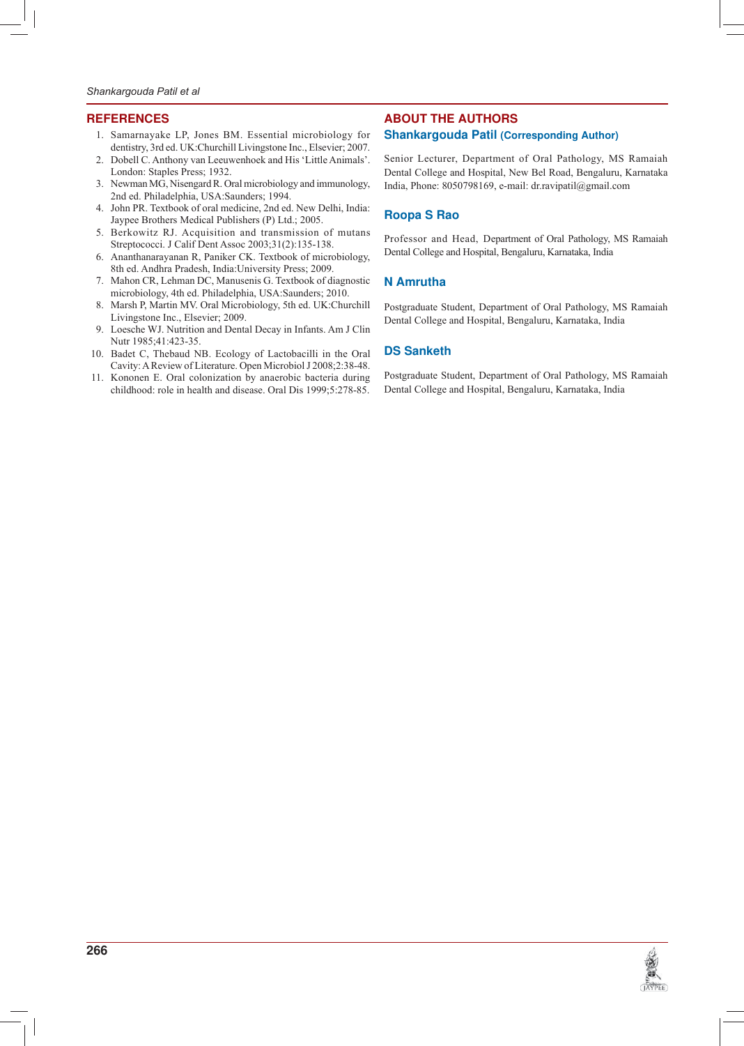## REFERENCES

1. Samarnayake LP, Jones BM. Essential microbiology for dentistry, 3rd ed. UK:Churchill Livingstone Inc., Elsevier; 2007.
2. Dobell C. Anthony van Leeuwenhoek and His 'Little Animals'. London: Staples Press; 1932.
3. Newman MG, Nisengard R. Oral microbiology and immunology, 2nd ed. Philadelphia, USA:Saunders; 1994.
4. John PR. Textbook of oral medicine, 2nd ed. New Delhi, India: Jaypee Brothers Medical Publishers (P) Ltd.; 2005.
5. Berkowitz RJ. Acquisition and transmission of mutans Streptococci. J Calif Dent Assoc 2003;31(2):135-138.
6. Ananthanarayanan R, Paniker CK. Textbook of microbiology, 8th ed. Andhra Pradesh, India:University Press; 2009.
7. Mahon CR, Lehman DC, Manusenis G. Textbook of diagnostic microbiology, 4th ed. Philadelphia, USA:Saunders; 2010.
8. Marsh P, Martin MV. Oral Microbiology, 5th ed. UK:Churchill Livingstone Inc., Elsevier; 2009.
9. Loesche WJ. Nutrition and Dental Decay in Infants. Am J Clin Nutr 1985;41:423-35.
10. Badet C, Thebaud NB. Ecology of Lactobacilli in the Oral Cavity: A Review of Literature. Open Microbiol J 2008;2:38-48.
11. Kononen E. Oral colonization by anaerobic bacteria during childhood: role in health and disease. Oral Dis 1999;5:278-85.

## ABOUT THE AUTHORS

### Shankargouda Patil (Corresponding Author)

Senior Lecturer, Department of Oral Pathology, MS Ramaiah Dental College and Hospital, New Bel Road, Bengaluru, Karnataka India, Phone: 8050798169, e-mail: dr.ravipatil@gmail.com

### Roopa S Rao

Professor and Head, Department of Oral Pathology, MS Ramaiah Dental College and Hospital, Bengaluru, Karnataka, India

### N Amrutha

Postgraduate Student, Department of Oral Pathology, MS Ramaiah Dental College and Hospital, Bengaluru, Karnataka, India

### DS Sanketh

Postgraduate Student, Department of Oral Pathology, MS Ramaiah Dental College and Hospital, Bengaluru, Karnataka, India